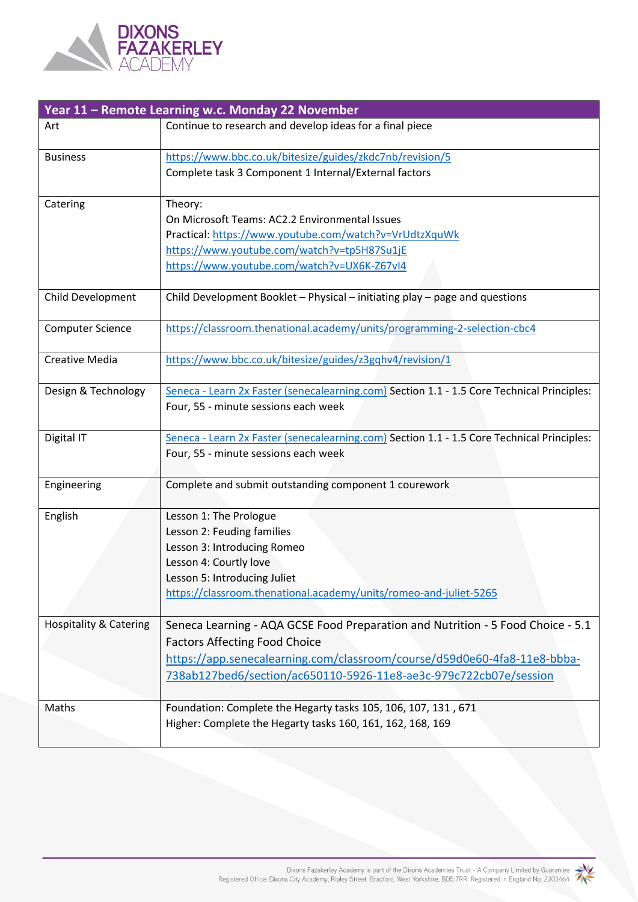| Year 11 – Remote Learning w.c. Monday 22 November | |
|---|---|
| Art | Continue to research and develop ideas for a final piece |
| Business | https://www.bbc.co.uk/bitesize/guides/zkdc7nb/revision/5<br>Complete task 3 Component 1 Internal/External factors |
| Catering | Theory:<br>On Microsoft Teams: AC2.2 Environmental Issues<br>Practical: https://www.youtube.com/watch?v=VrUdtzXquWk<br>https://www.youtube.com/watch?v=tp5H87Su1jE<br>https://www.youtube.com/watch?v=UX6K-Z67vI4 |
| Child Development | Child Development Booklet – Physical – initiating play – page and questions |
| Computer Science | https://classroom.thenational.academy/units/programming-2-selection-cbc4 |
| Creative Media | https://www.bbc.co.uk/bitesize/guides/z3gqhv4/revision/1 |
| Design & Technology | Seneca - Learn 2x Faster (senecalearning.com) Section 1.1 - 1.5 Core Technical Principles: Four, 55 - minute sessions each week |
| Digital IT | Seneca - Learn 2x Faster (senecalearning.com) Section 1.1 - 1.5 Core Technical Principles: Four, 55 - minute sessions each week |
| Engineering | Complete and submit outstanding component 1 courework |
| English | Lesson 1: The Prologue<br>Lesson 2: Feuding families<br>Lesson 3: Introducing Romeo<br>Lesson 4: Courtly love<br>Lesson 5: Introducing Juliet<br>https://classroom.thenational.academy/units/romeo-and-juliet-5265 |
| Hospitality & Catering | Seneca Learning - AQA GCSE Food Preparation and Nutrition - 5 Food Choice - 5.1 Factors Affecting Food Choice<br>https://app.senecalearning.com/classroom/course/d59d0e60-4fa8-11e8-bbba-738ab127bed6/section/ac650110-5926-11e8-ae3c-979c722cb07e/session |
| Maths | Foundation: Complete the Hegarty tasks 105, 106, 107, 131 , 671<br>Higher: Complete the Hegarty tasks 160, 161, 162, 168, 169 |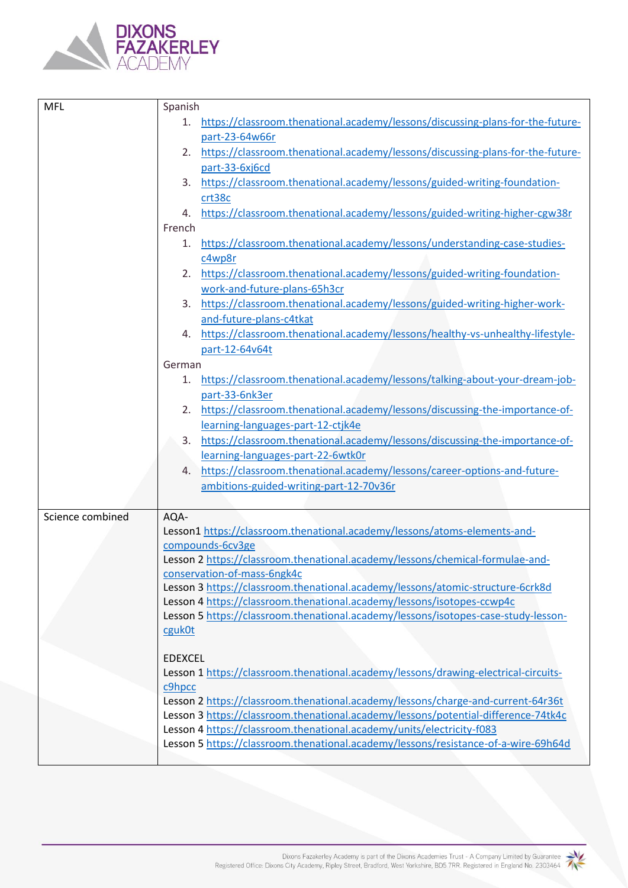| | |
|---|---|
| MFL | Spanish<br>1. https://classroom.thenational.academy/lessons/discussing-plans-for-the-future-part-23-64w66r<br>2. https://classroom.thenational.academy/lessons/discussing-plans-for-the-future-part-33-6xj6cd<br>3. https://classroom.thenational.academy/lessons/guided-writing-foundation-crt38c<br>4. https://classroom.thenational.academy/lessons/guided-writing-higher-cgw38r<br>French<br>1. https://classroom.thenational.academy/lessons/understanding-case-studies-c4wp8r<br>2. https://classroom.thenational.academy/lessons/guided-writing-foundation-work-and-future-plans-65h3cr<br>3. https://classroom.thenational.academy/lessons/guided-writing-higher-work-and-future-plans-c4tkat<br>4. https://classroom.thenational.academy/lessons/healthy-vs-unhealthy-lifestyle-part-12-64v64t<br>German<br>1. https://classroom.thenational.academy/lessons/talking-about-your-dream-job-part-33-6nk3er<br>2. https://classroom.thenational.academy/lessons/discussing-the-importance-of-learning-languages-part-12-ctjk4e<br>3. https://classroom.thenational.academy/lessons/discussing-the-importance-of-learning-languages-part-22-6wtk0r<br>4. https://classroom.thenational.academy/lessons/career-options-and-future-ambitions-guided-writing-part-12-70v36r |
| Science combined | AQA-<br>Lesson1 https://classroom.thenational.academy/lessons/atoms-elements-and-compounds-6cv3ge<br>Lesson 2 https://classroom.thenational.academy/lessons/chemical-formulae-and-conservation-of-mass-6ngk4c<br>Lesson 3 https://classroom.thenational.academy/lessons/atomic-structure-6crk8d<br>Lesson 4 https://classroom.thenational.academy/lessons/isotopes-ccwp4c<br>Lesson 5 https://classroom.thenational.academy/lessons/isotopes-case-study-lesson-cguk0t<br><br>EDEXCEL<br>Lesson 1 https://classroom.thenational.academy/lessons/drawing-electrical-circuits-c9hpcc<br>Lesson 2 https://classroom.thenational.academy/lessons/charge-and-current-64r36t<br>Lesson 3 https://classroom.thenational.academy/lessons/potential-difference-74tk4c<br>Lesson 4 https://classroom.thenational.academy/units/electricity-f083<br>Lesson 5 https://classroom.thenational.academy/lessons/resistance-of-a-wire-69h64d |